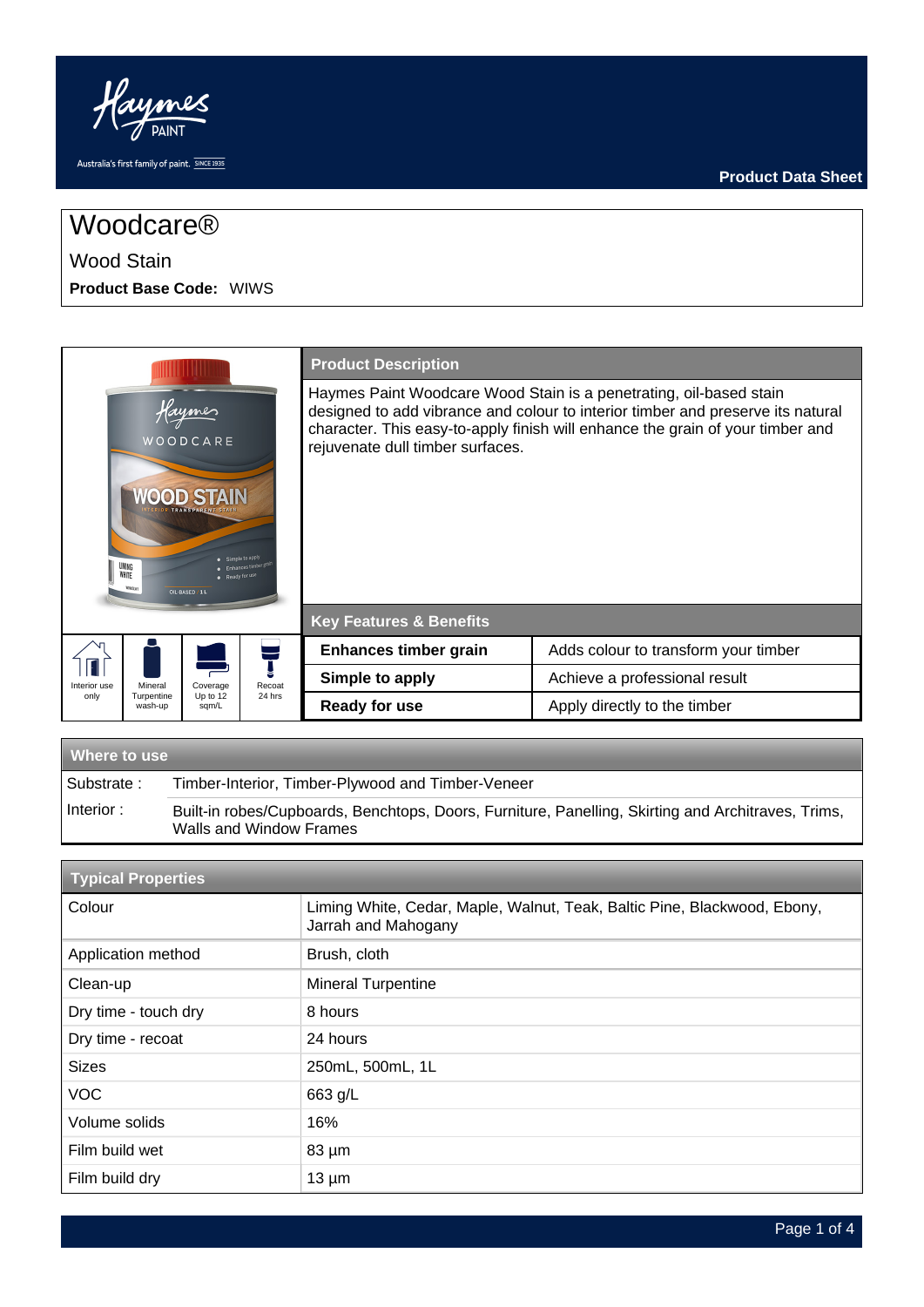Haymes PAINT

Australia's first family of paint. SINCE 1935

**Product Data Sheet**

# Woodcare®

## Wood Stain

**Product Base Code:** WIWS

| Interior use only | Mineral Turpentine wash-up | Coverage Up to 12 sqm/L | Recoat 24 hrs |
|---|---|---|---|

### Product Description

Haymes Paint Woodcare Wood Stain is a penetrating, oil-based stain designed to add vibrance and colour to interior timber and preserve its natural character. This easy-to-apply finish will enhance the grain of your timber and rejuvenate dull timber surfaces.

### Key Features & Benefits

| | |
|---|---|
| **Enhances timber grain** | Adds colour to transform your timber |
| **Simple to apply** | Achieve a professional result |
| **Ready for use** | Apply directly to the timber |

### Where to use

| | |
|---|---|
| Substrate : | Timber-Interior, Timber-Plywood and Timber-Veneer |
| Interior : | Built-in robes/Cupboards, Benchtops, Doors, Furniture, Panelling, Skirting and Architraves, Trims, Walls and Window Frames |

### Typical Properties

| | |
|---|---|
| Colour | Liming White, Cedar, Maple, Walnut, Teak, Baltic Pine, Blackwood, Ebony, Jarrah and Mahogany |
| Application method | Brush, cloth |
| Clean-up | Mineral Turpentine |
| Dry time - touch dry | 8 hours |
| Dry time - recoat | 24 hours |
| Sizes | 250mL, 500mL, 1L |
| VOC | 663 g/L |
| Volume solids | 16% |
| Film build wet | 83 µm |
| Film build dry | 13 µm |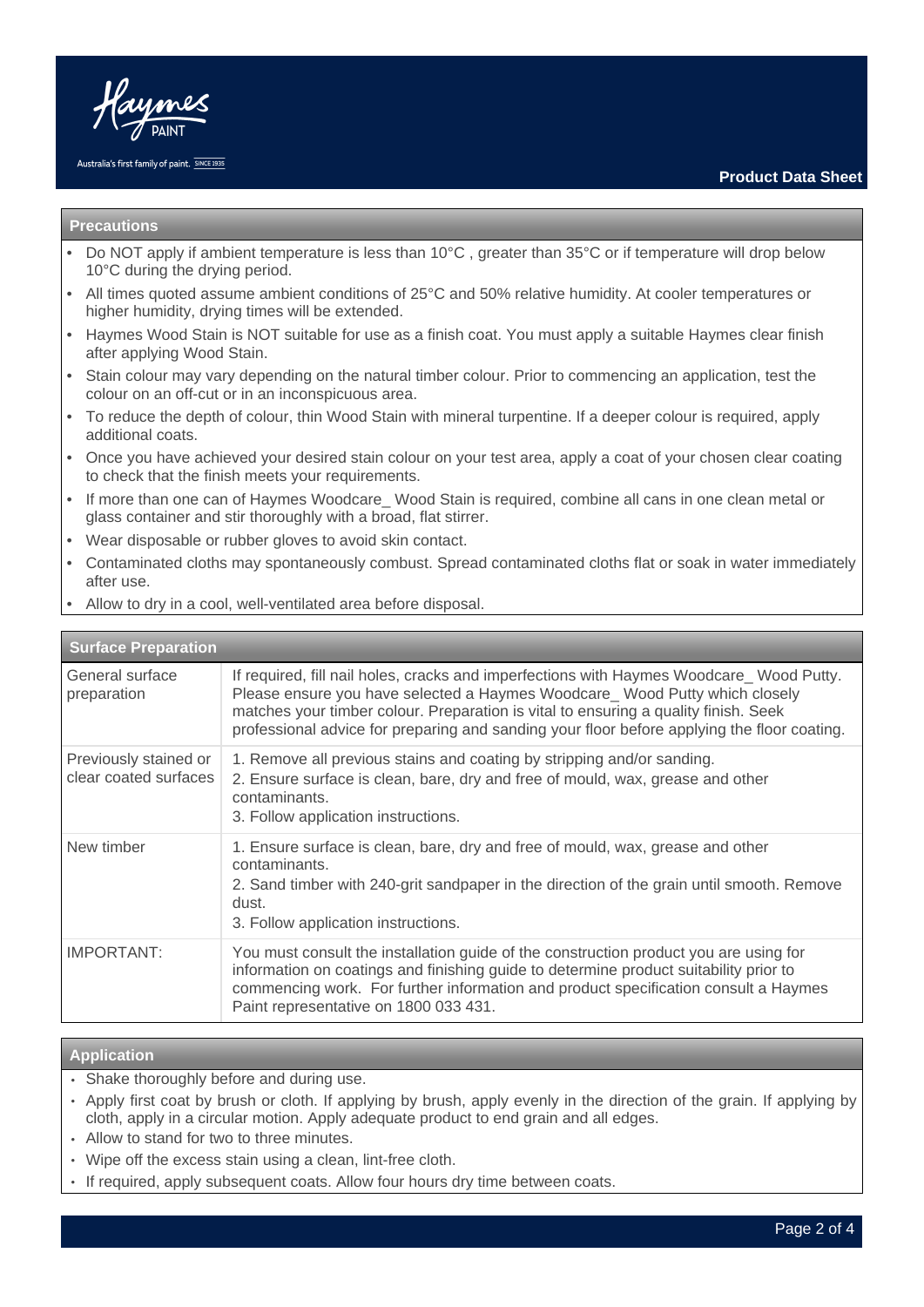## Precautions

- Do NOT apply if ambient temperature is less than 10°C , greater than 35°C or if temperature will drop below 10°C during the drying period.
- All times quoted assume ambient conditions of 25°C and 50% relative humidity. At cooler temperatures or higher humidity, drying times will be extended.
- Haymes Wood Stain is NOT suitable for use as a finish coat. You must apply a suitable Haymes clear finish after applying Wood Stain.
- Stain colour may vary depending on the natural timber colour. Prior to commencing an application, test the colour on an off-cut or in an inconspicuous area.
- To reduce the depth of colour, thin Wood Stain with mineral turpentine. If a deeper colour is required, apply additional coats.
- Once you have achieved your desired stain colour on your test area, apply a coat of your chosen clear coating to check that the finish meets your requirements.
- If more than one can of Haymes Woodcare_ Wood Stain is required, combine all cans in one clean metal or glass container and stir thoroughly with a broad, flat stirrer.
- Wear disposable or rubber gloves to avoid skin contact.
- Contaminated cloths may spontaneously combust. Spread contaminated cloths flat or soak in water immediately after use.
- Allow to dry in a cool, well-ventilated area before disposal.

## Surface Preparation

| | |
|---|---|
| General surface preparation | If required, fill nail holes, cracks and imperfections with Haymes Woodcare_ Wood Putty. Please ensure you have selected a Haymes Woodcare_ Wood Putty which closely matches your timber colour. Preparation is vital to ensuring a quality finish. Seek professional advice for preparing and sanding your floor before applying the floor coating. |
| Previously stained or clear coated surfaces | 1. Remove all previous stains and coating by stripping and/or sanding.<br>2. Ensure surface is clean, bare, dry and free of mould, wax, grease and other contaminants.<br>3. Follow application instructions. |
| New timber | 1. Ensure surface is clean, bare, dry and free of mould, wax, grease and other contaminants.<br>2. Sand timber with 240-grit sandpaper in the direction of the grain until smooth. Remove dust.<br>3. Follow application instructions. |
| IMPORTANT: | You must consult the installation guide of the construction product you are using for information on coatings and finishing guide to determine product suitability prior to commencing work. For further information and product specification consult a Haymes Paint representative on 1800 033 431. |

## Application

- Shake thoroughly before and during use.
- Apply first coat by brush or cloth. If applying by brush, apply evenly in the direction of the grain. If applying by cloth, apply in a circular motion. Apply adequate product to end grain and all edges.
- Allow to stand for two to three minutes.
- Wipe off the excess stain using a clean, lint-free cloth.
- If required, apply subsequent coats. Allow four hours dry time between coats.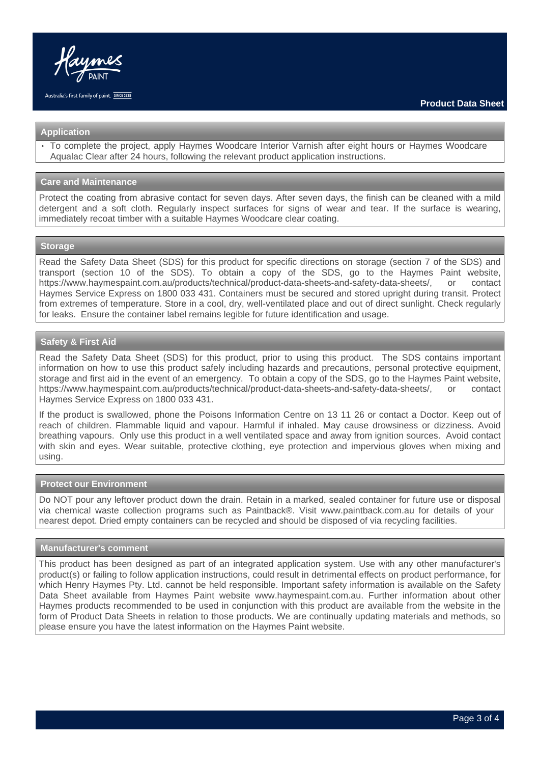## Application

- To complete the project, apply Haymes Woodcare Interior Varnish after eight hours or Haymes Woodcare Aqualac Clear after 24 hours, following the relevant product application instructions.

## Care and Maintenance

Protect the coating from abrasive contact for seven days. After seven days, the finish can be cleaned with a mild detergent and a soft cloth. Regularly inspect surfaces for signs of wear and tear. If the surface is wearing, immediately recoat timber with a suitable Haymes Woodcare clear coating.

## Storage

Read the Safety Data Sheet (SDS) for this product for specific directions on storage (section 7 of the SDS) and transport (section 10 of the SDS). To obtain a copy of the SDS, go to the Haymes Paint website, https://www.haymespaint.com.au/products/technical/product-data-sheets-and-safety-data-sheets/, or contact Haymes Service Express on 1800 033 431. Containers must be secured and stored upright during transit. Protect from extremes of temperature. Store in a cool, dry, well-ventilated place and out of direct sunlight. Check regularly for leaks. Ensure the container label remains legible for future identification and usage.

## Safety & First Aid

Read the Safety Data Sheet (SDS) for this product, prior to using this product. The SDS contains important information on how to use this product safely including hazards and precautions, personal protective equipment, storage and first aid in the event of an emergency. To obtain a copy of the SDS, go to the Haymes Paint website, https://www.haymespaint.com.au/products/technical/product-data-sheets-and-safety-data-sheets/, or contact Haymes Service Express on 1800 033 431.

If the product is swallowed, phone the Poisons Information Centre on 13 11 26 or contact a Doctor. Keep out of reach of children. Flammable liquid and vapour. Harmful if inhaled. May cause drowsiness or dizziness. Avoid breathing vapours. Only use this product in a well ventilated space and away from ignition sources. Avoid contact with skin and eyes. Wear suitable, protective clothing, eye protection and impervious gloves when mixing and using.

## Protect our Environment

Do NOT pour any leftover product down the drain. Retain in a marked, sealed container for future use or disposal via chemical waste collection programs such as Paintback®. Visit www.paintback.com.au for details of your nearest depot. Dried empty containers can be recycled and should be disposed of via recycling facilities.

## Manufacturer's comment

This product has been designed as part of an integrated application system. Use with any other manufacturer's product(s) or failing to follow application instructions, could result in detrimental effects on product performance, for which Henry Haymes Pty. Ltd. cannot be held responsible. Important safety information is available on the Safety Data Sheet available from Haymes Paint website www.haymespaint.com.au. Further information about other Haymes products recommended to be used in conjunction with this product are available from the website in the form of Product Data Sheets in relation to those products. We are continually updating materials and methods, so please ensure you have the latest information on the Haymes Paint website.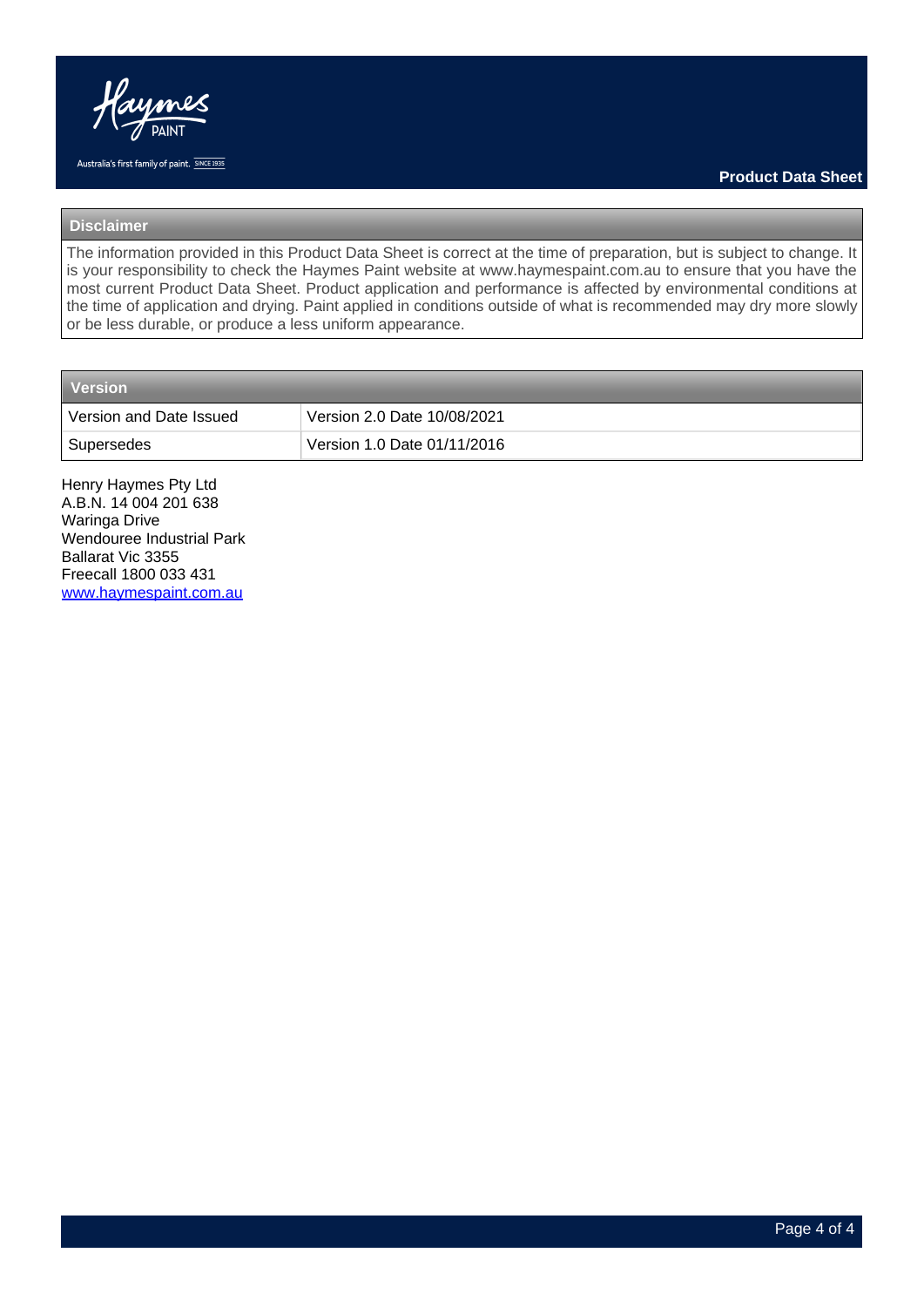## Disclaimer

The information provided in this Product Data Sheet is correct at the time of preparation, but is subject to change. It is your responsibility to check the Haymes Paint website at www.haymespaint.com.au to ensure that you have the most current Product Data Sheet. Product application and performance is affected by environmental conditions at the time of application and drying. Paint applied in conditions outside of what is recommended may dry more slowly or be less durable, or produce a less uniform appearance.

## Version

| | |
|---|---|
| Version and Date Issued | Version 2.0 Date 10/08/2021 |
| Supersedes | Version 1.0 Date 01/11/2016 |

Henry Haymes Pty Ltd
A.B.N. 14 004 201 638
Waringa Drive
Wendouree Industrial Park
Ballarat Vic 3355
Freecall 1800 033 431
www.haymespaint.com.au